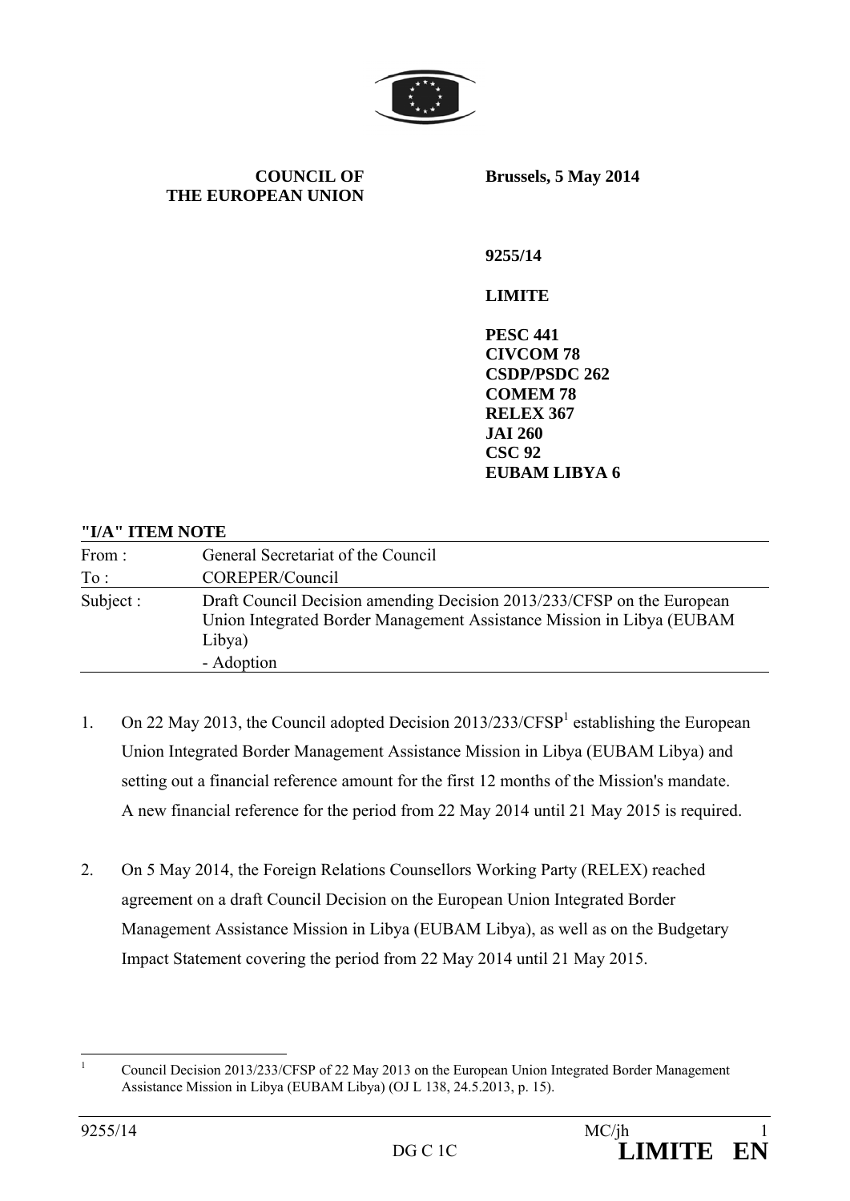**COUNCIL OF THE EUROPEAN UNION**

**Brussels, 5 May 2014**

**9255/14**

**LIMITE**

**PESC 441**
**CIVCOM 78**
**CSDP/PSDC 262**
**COMEM 78**
**RELEX 367**
**JAI 260**
**CSC 92**
**EUBAM LIBYA 6**

**"I/A" ITEM NOTE**

| | |
|---|---|
| From : | General Secretariat of the Council |
| To : | COREPER/Council |
| Subject : | Draft Council Decision amending Decision 2013/233/CFSP on the European Union Integrated Border Management Assistance Mission in Libya (EUBAM Libya)<br>- Adoption |

1. On 22 May 2013, the Council adopted Decision 2013/233/CFSP[1] establishing the European Union Integrated Border Management Assistance Mission in Libya (EUBAM Libya) and setting out a financial reference amount for the first 12 months of the Mission's mandate. A new financial reference for the period from 22 May 2014 until 21 May 2015 is required.

2. On 5 May 2014, the Foreign Relations Counsellors Working Party (RELEX) reached agreement on a draft Council Decision on the European Union Integrated Border Management Assistance Mission in Libya (EUBAM Libya), as well as on the Budgetary Impact Statement covering the period from 22 May 2014 until 21 May 2015.

[1] Council Decision 2013/233/CFSP of 22 May 2013 on the European Union Integrated Border Management Assistance Mission in Libya (EUBAM Libya) (OJ L 138, 24.5.2013, p. 15).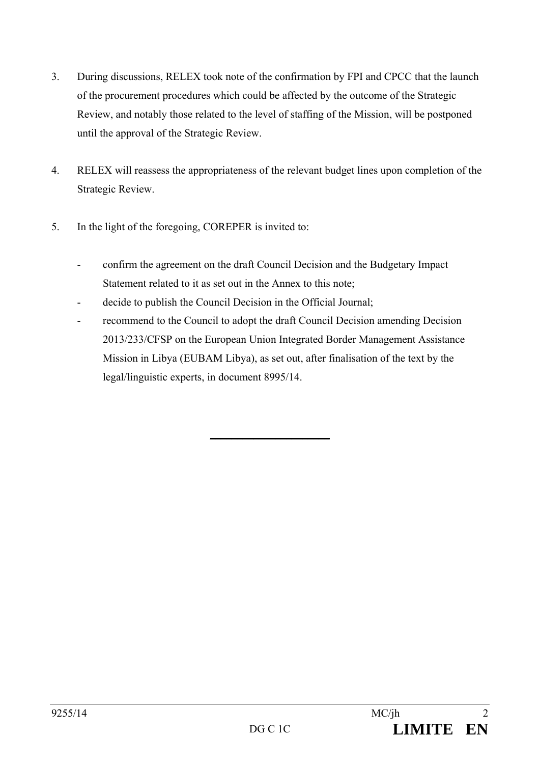3. During discussions, RELEX took note of the confirmation by FPI and CPCC that the launch of the procurement procedures which could be affected by the outcome of the Strategic Review, and notably those related to the level of staffing of the Mission, will be postponed until the approval of the Strategic Review.

4. RELEX will reassess the appropriateness of the relevant budget lines upon completion of the Strategic Review.

5. In the light of the foregoing, COREPER is invited to:

   - confirm the agreement on the draft Council Decision and the Budgetary Impact Statement related to it as set out in the Annex to this note;
   - decide to publish the Council Decision in the Official Journal;
   - recommend to the Council to adopt the draft Council Decision amending Decision 2013/233/CFSP on the European Union Integrated Border Management Assistance Mission in Libya (EUBAM Libya), as set out, after finalisation of the text by the legal/linguistic experts, in document 8995/14.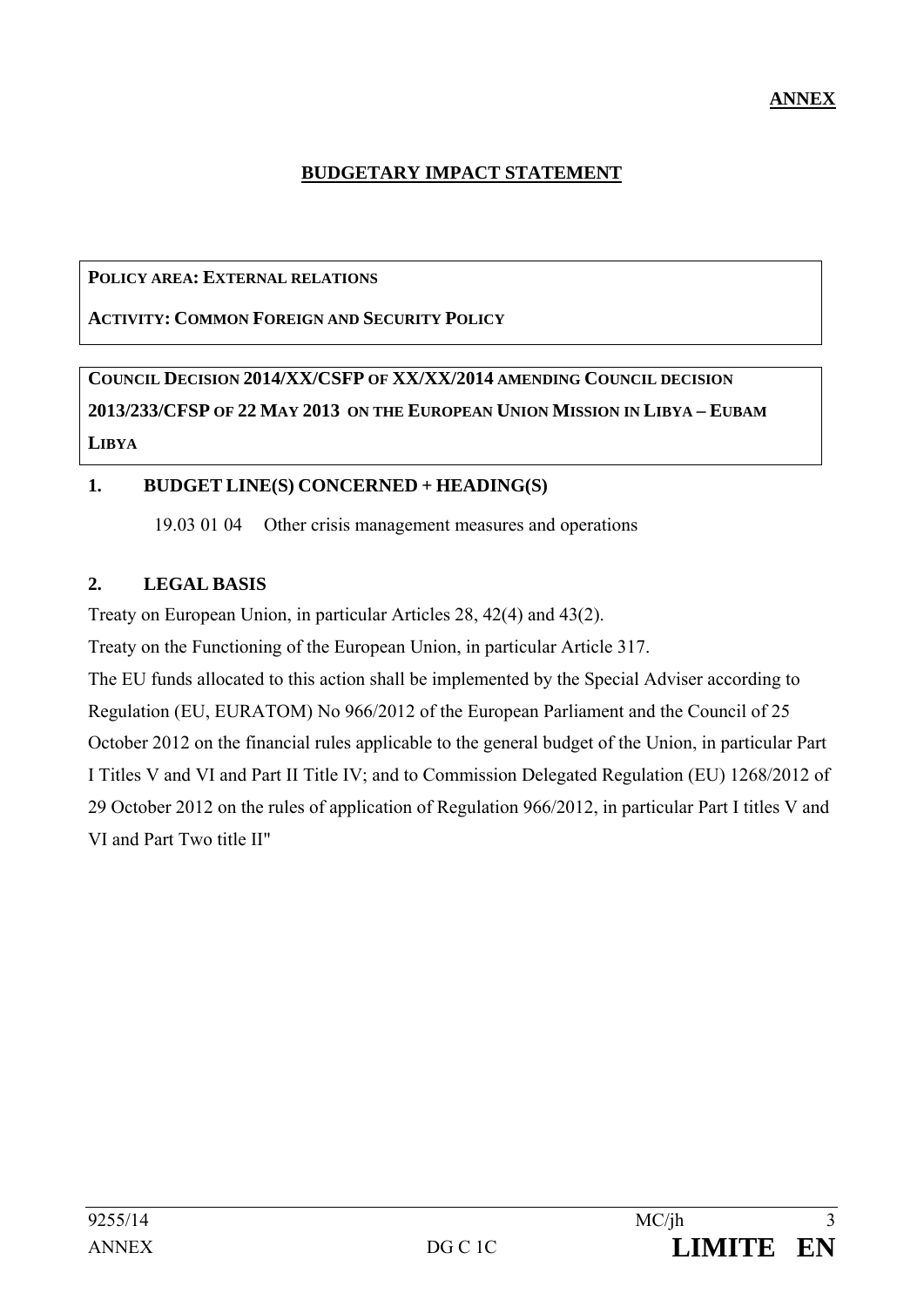**ANNEX**

**BUDGETARY IMPACT STATEMENT**

**POLICY AREA: EXTERNAL RELATIONS**

**ACTIVITY: COMMON FOREIGN AND SECURITY POLICY**

**COUNCIL DECISION 2014/XX/CSFP OF XX/XX/2014 AMENDING COUNCIL DECISION 2013/233/CFSP OF 22 MAY 2013 ON THE EUROPEAN UNION MISSION IN LIBYA – EUBAM LIBYA**

## 1. BUDGET LINE(S) CONCERNED + HEADING(S)

19.03 01 04 Other crisis management measures and operations

## 2. LEGAL BASIS

Treaty on European Union, in particular Articles 28, 42(4) and 43(2).

Treaty on the Functioning of the European Union, in particular Article 317.

The EU funds allocated to this action shall be implemented by the Special Adviser according to Regulation (EU, EURATOM) No 966/2012 of the European Parliament and the Council of 25 October 2012 on the financial rules applicable to the general budget of the Union, in particular Part I Titles V and VI and Part II Title IV; and to Commission Delegated Regulation (EU) 1268/2012 of 29 October 2012 on the rules of application of Regulation 966/2012, in particular Part I titles V and VI and Part Two title II"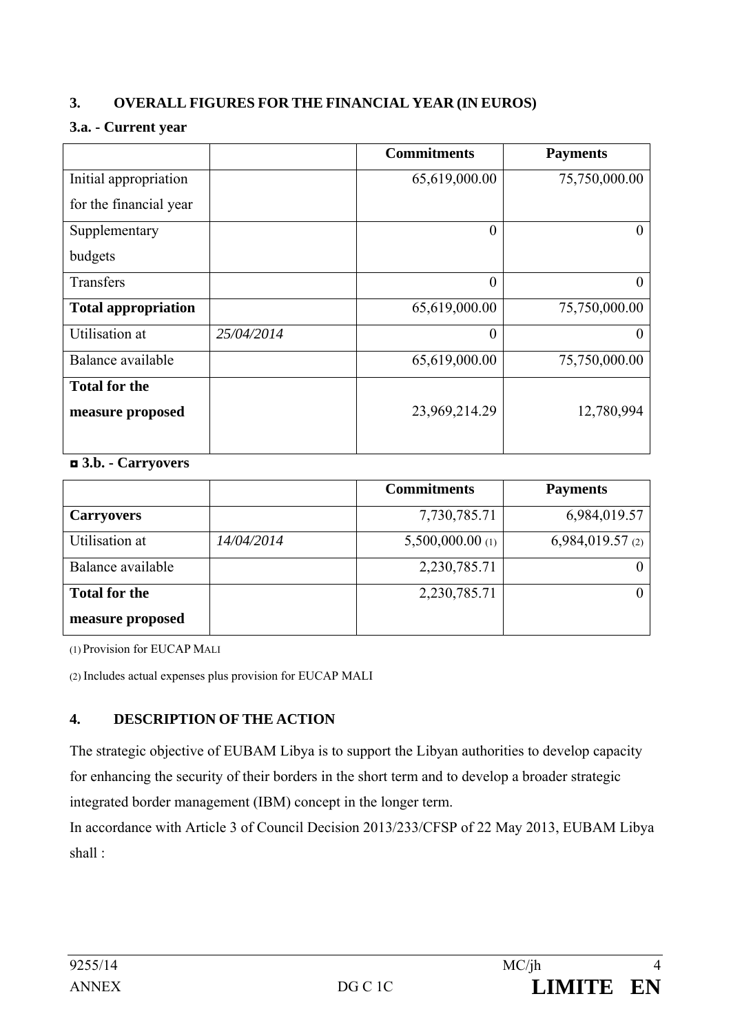## 3. OVERALL FIGURES FOR THE FINANCIAL YEAR (IN EUROS)

### 3.a. - Current year

| | | Commitments | Payments |
|---|---|---|---|
| Initial appropriation for the financial year | | 65,619,000.00 | 75,750,000.00 |
| Supplementary budgets | | 0 | 0 |
| Transfers | | 0 | 0 |
| **Total appropriation** | | 65,619,000.00 | 75,750,000.00 |
| Utilisation at | *25/04/2014* | 0 | 0 |
| Balance available | | 65,619,000.00 | 75,750,000.00 |
| **Total for the measure proposed** | | 23,969,214.29 | 12,780,994 |

### ◘ 3.b. - Carryovers

| | | Commitments | Payments |
|---|---|---|---|
| **Carryovers** | | 7,730,785.71 | 6,984,019.57 |
| Utilisation at | *14/04/2014* | 5,500,000.00 (1) | 6,984,019.57 (2) |
| Balance available | | 2,230,785.71 | 0 |
| **Total for the measure proposed** | | 2,230,785.71 | 0 |

(1) Provision for EUCAP MALI

(2) Includes actual expenses plus provision for EUCAP MALI

## 4. DESCRIPTION OF THE ACTION

The strategic objective of EUBAM Libya is to support the Libyan authorities to develop capacity for enhancing the security of their borders in the short term and to develop a broader strategic integrated border management (IBM) concept in the longer term.

In accordance with Article 3 of Council Decision 2013/233/CFSP of 22 May 2013, EUBAM Libya shall :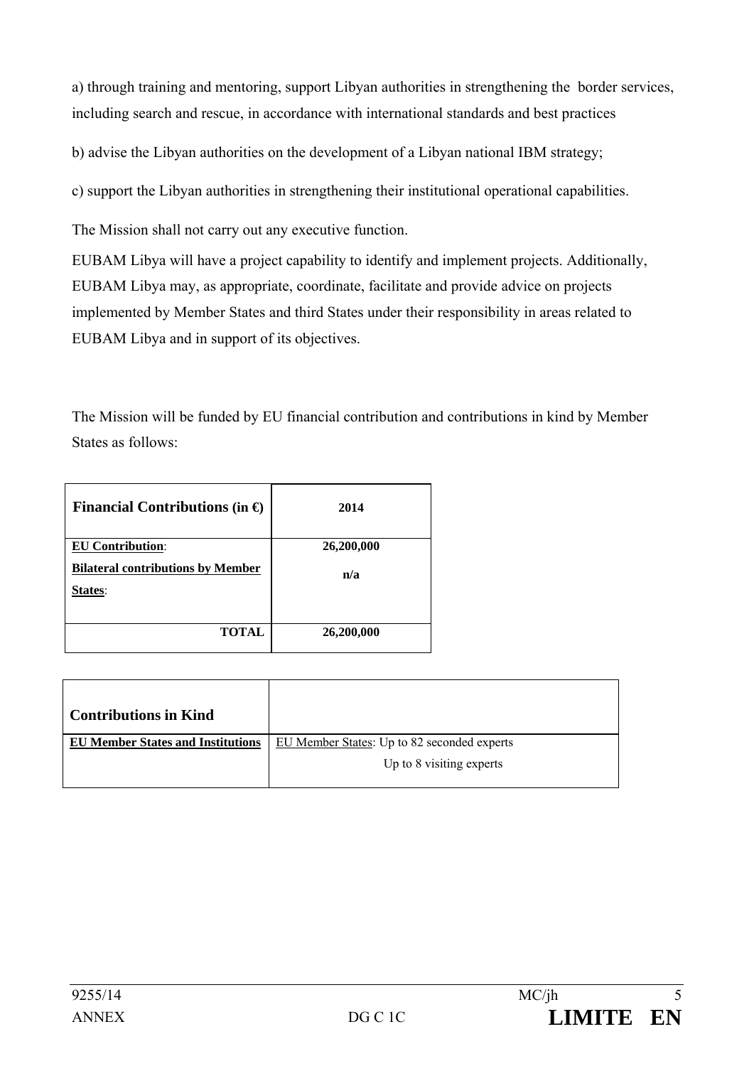a) through training and mentoring, support Libyan authorities in strengthening the border services, including search and rescue, in accordance with international standards and best practices

b) advise the Libyan authorities on the development of a Libyan national IBM strategy;

c) support the Libyan authorities in strengthening their institutional operational capabilities.

The Mission shall not carry out any executive function.

EUBAM Libya will have a project capability to identify and implement projects. Additionally, EUBAM Libya may, as appropriate, coordinate, facilitate and provide advice on projects implemented by Member States and third States under their responsibility in areas related to EUBAM Libya and in support of its objectives.

The Mission will be funded by EU financial contribution and contributions in kind by Member States as follows:

| **Financial Contributions (in €)** | **2014** |
|---|---|
| **EU Contribution**: | **26,200,000** |
| **Bilateral contributions by Member States**: | **n/a** |
| **TOTAL** | **26,200,000** |

| **Contributions in Kind** | |
|---|---|
| **EU Member States and Institutions** | EU Member States: Up to 82 seconded experts<br>Up to 8 visiting experts |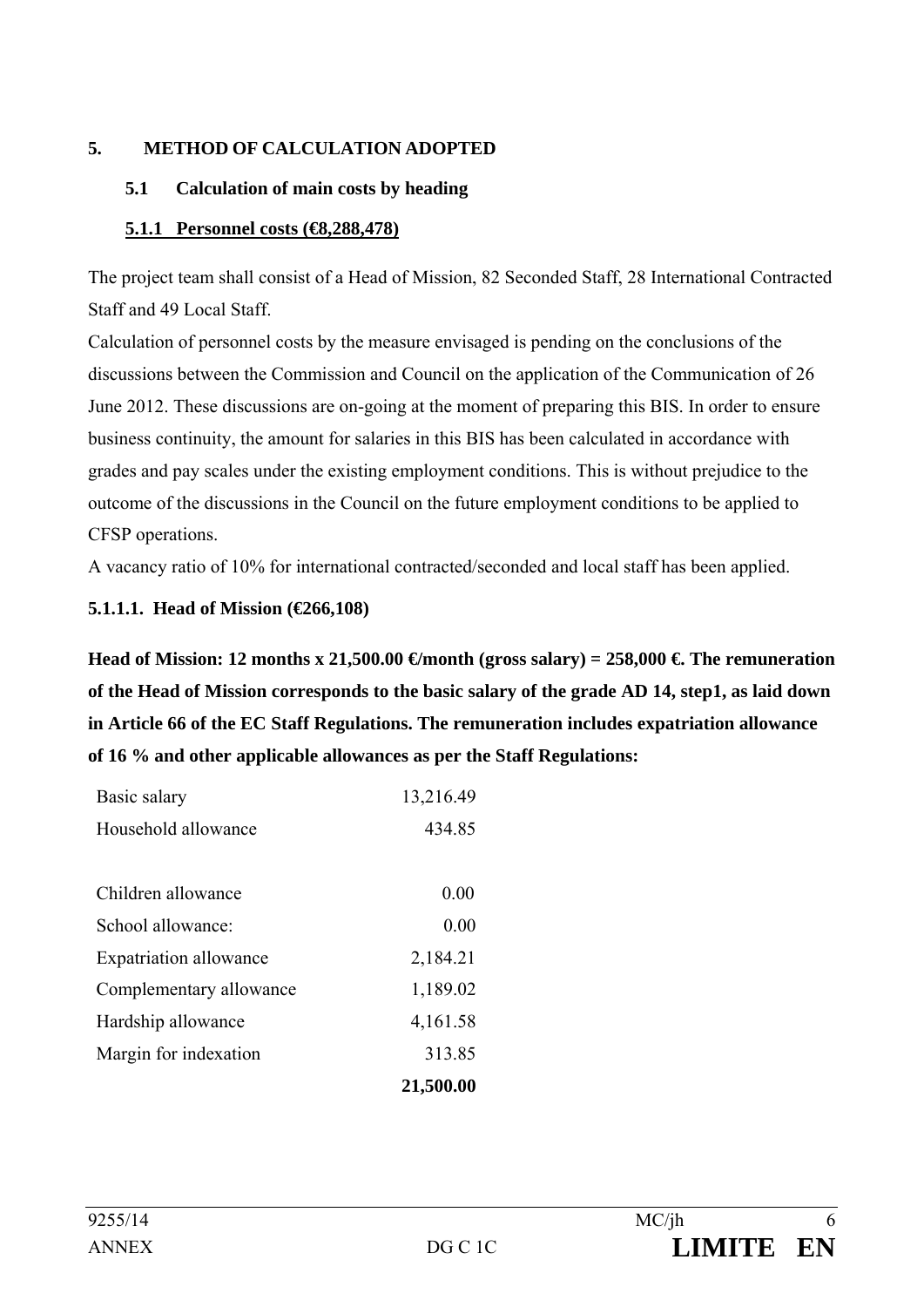## 5. METHOD OF CALCULATION ADOPTED

### 5.1 Calculation of main costs by heading

#### 5.1.1 Personnel costs (€8,288,478)

The project team shall consist of a Head of Mission, 82 Seconded Staff, 28 International Contracted Staff and 49 Local Staff.

Calculation of personnel costs by the measure envisaged is pending on the conclusions of the discussions between the Commission and Council on the application of the Communication of 26 June 2012. These discussions are on-going at the moment of preparing this BIS. In order to ensure business continuity, the amount for salaries in this BIS has been calculated in accordance with grades and pay scales under the existing employment conditions. This is without prejudice to the outcome of the discussions in the Council on the future employment conditions to be applied to CFSP operations.

A vacancy ratio of 10% for international contracted/seconded and local staff has been applied.

**5.1.1.1. Head of Mission (€266,108)**

**Head of Mission: 12 months x 21,500.00 €/month (gross salary) = 258,000 €. The remuneration of the Head of Mission corresponds to the basic salary of the grade AD 14, step1, as laid down in Article 66 of the EC Staff Regulations. The remuneration includes expatriation allowance of 16 % and other applicable allowances as per the Staff Regulations:**

| | |
|---|---:|
| Basic salary | 13,216.49 |
| Household allowance | 434.85 |
| | |
| Children allowance | 0.00 |
| School allowance: | 0.00 |
| Expatriation allowance | 2,184.21 |
| Complementary allowance | 1,189.02 |
| Hardship allowance | 4,161.58 |
| Margin for indexation | 313.85 |
| | **21,500.00** |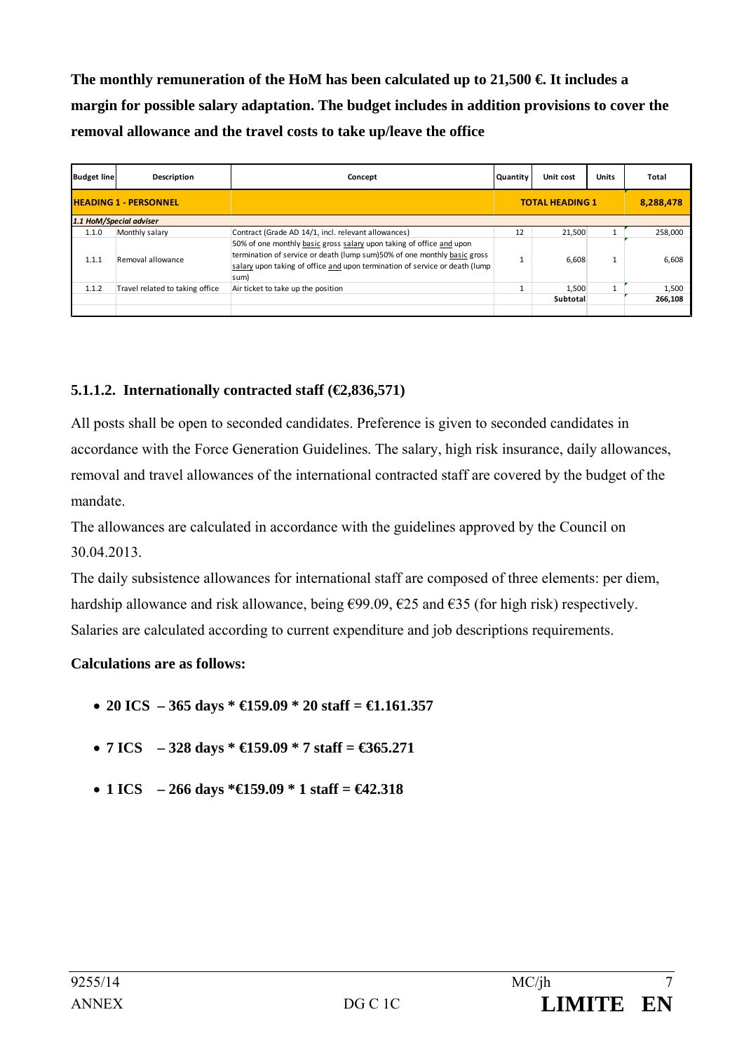**The monthly remuneration of the HoM has been calculated up to 21,500 €. It includes a margin for possible salary adaptation. The budget includes in addition provisions to cover the removal allowance and the travel costs to take up/leave the office**

| Budget line | Description | Concept | Quantity | Unit cost | Units | Total |
|---|---|---|---|---|---|---|
| **HEADING 1 - PERSONNEL** | | | **TOTAL HEADING 1** | | | **8,288,478** |
| *1.1 HoM/Special adviser* | | | | | | |
| 1.1.0 | Monthly salary | Contract (Grade AD 14/1, incl. relevant allowances) | 12 | 21,500 | 1 | 258,000 |
| 1.1.1 | Removal allowance | 50% of one monthly basic gross salary upon taking of office and upon termination of service or death (lump sum)50% of one monthly basic gross salary upon taking of office and upon termination of service or death (lump sum) | 1 | 6,608 | 1 | 6,608 |
| 1.1.2 | Travel related to taking office | Air ticket to take up the position | 1 | 1,500 | 1 | 1,500 |
| | | | | **Subtotal** | | **266,108** |

### 5.1.1.2. Internationally contracted staff (€2,836,571)

All posts shall be open to seconded candidates. Preference is given to seconded candidates in accordance with the Force Generation Guidelines. The salary, high risk insurance, daily allowances, removal and travel allowances of the international contracted staff are covered by the budget of the mandate.

The allowances are calculated in accordance with the guidelines approved by the Council on 30.04.2013.

The daily subsistence allowances for international staff are composed of three elements: per diem, hardship allowance and risk allowance, being €99.09, €25 and €35 (for high risk) respectively. Salaries are calculated according to current expenditure and job descriptions requirements.

**Calculations are as follows:**

- **20 ICS – 365 days * €159.09 * 20 staff = €1.161.357**
- **7 ICS – 328 days * €159.09 * 7 staff = €365.271**
- **1 ICS – 266 days *€159.09 * 1 staff = €42.318**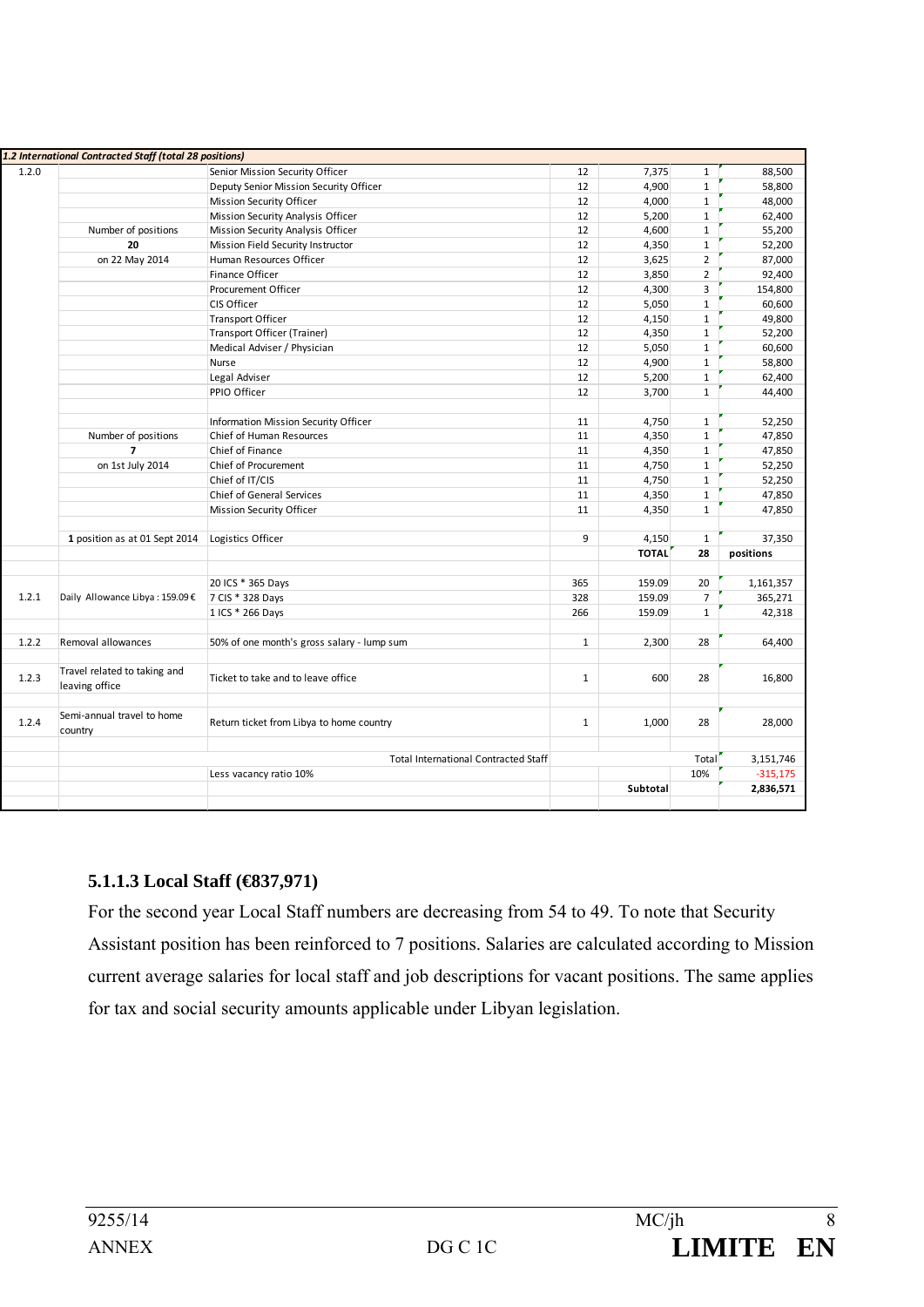| 1.2 International Contracted Staff (total 28 positions) | | | | | | |
|---|---|---|---|---|---|---|
| 1.2.0 | | Senior Mission Security Officer | 12 | 7,375 | 1 | 88,500 |
| | | Deputy Senior Mission Security Officer | 12 | 4,900 | 1 | 58,800 |
| | | Mission Security Officer | 12 | 4,000 | 1 | 48,000 |
| | | Mission Security Analysis Officer | 12 | 5,200 | 1 | 62,400 |
| | Number of positions | Mission Security Analysis Officer | 12 | 4,600 | 1 | 55,200 |
| | **20** | Mission Field Security Instructor | 12 | 4,350 | 1 | 52,200 |
| | on 22 May 2014 | Human Resources Officer | 12 | 3,625 | 2 | 87,000 |
| | | Finance Officer | 12 | 3,850 | 2 | 92,400 |
| | | Procurement Officer | 12 | 4,300 | 3 | 154,800 |
| | | CIS Officer | 12 | 5,050 | 1 | 60,600 |
| | | Transport Officer | 12 | 4,150 | 1 | 49,800 |
| | | Transport Officer (Trainer) | 12 | 4,350 | 1 | 52,200 |
| | | Medical Adviser / Physician | 12 | 5,050 | 1 | 60,600 |
| | | Nurse | 12 | 4,900 | 1 | 58,800 |
| | | Legal Adviser | 12 | 5,200 | 1 | 62,400 |
| | | PPIO Officer | 12 | 3,700 | 1 | 44,400 |
| | | | | | | |
| | | Information Mission Security Officer | 11 | 4,750 | 1 | 52,250 |
| | Number of positions | Chief of Human Resources | 11 | 4,350 | 1 | 47,850 |
| | **7** | Chief of Finance | 11 | 4,350 | 1 | 47,850 |
| | on 1st July 2014 | Chief of Procurement | 11 | 4,750 | 1 | 52,250 |
| | | Chief of IT/CIS | 11 | 4,750 | 1 | 52,250 |
| | | Chief of General Services | 11 | 4,350 | 1 | 47,850 |
| | | Mission Security Officer | 11 | 4,350 | 1 | 47,850 |
| | | | | | | |
| | **1** position as at 01 Sept 2014 | Logistics Officer | 9 | 4,150 | 1 | 37,350 |
| | | | | **TOTAL** | **28** | **positions** |
| | | | | | | |
| | | 20 ICS * 365 Days | 365 | 159.09 | 20 | 1,161,357 |
| 1.2.1 | Daily Allowance Libya : 159.09 € | 7 CIS * 328 Days | 328 | 159.09 | 7 | 365,271 |
| | | 1 ICS * 266 Days | 266 | 159.09 | 1 | 42,318 |
| | | | | | | |
| 1.2.2 | Removal allowances | 50% of one month's gross salary - lump sum | 1 | 2,300 | 28 | 64,400 |
| | | | | | | |
| 1.2.3 | Travel related to taking and leaving office | Ticket to take and to leave office | 1 | 600 | 28 | 16,800 |
| | | | | | | |
| 1.2.4 | Semi-annual travel to home country | Return ticket from Libya to home country | 1 | 1,000 | 28 | 28,000 |
| | | | | | | |
| | | Total International Contracted Staff | | | Total | 3,151,746 |
| | | Less vacancy ratio 10% | | | 10% | -315,175 |
| | | | | **Subtotal** | | **2,836,571** |

### 5.1.1.3 Local Staff (€837,971)

For the second year Local Staff numbers are decreasing from 54 to 49. To note that Security Assistant position has been reinforced to 7 positions. Salaries are calculated according to Mission current average salaries for local staff and job descriptions for vacant positions. The same applies for tax and social security amounts applicable under Libyan legislation.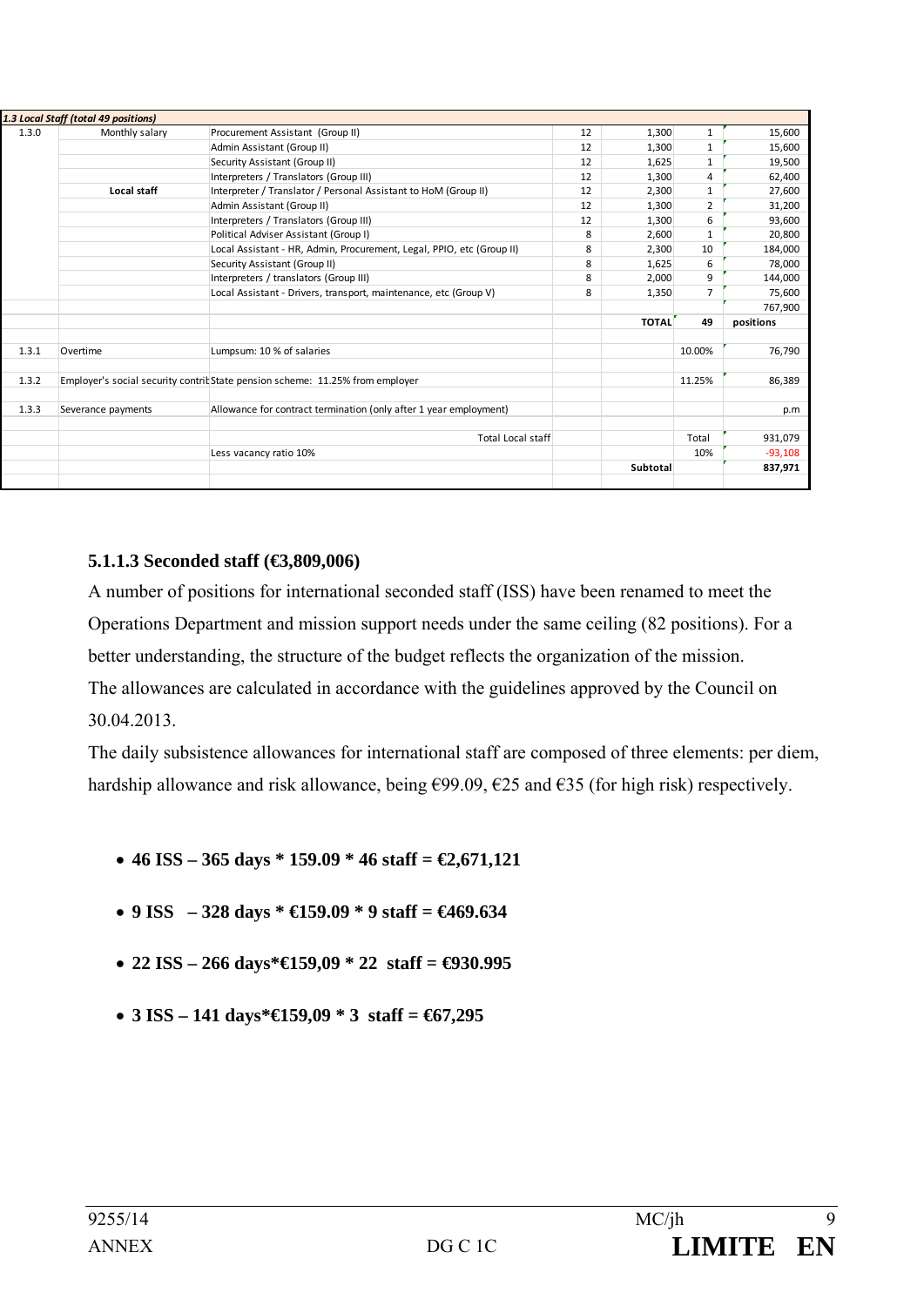| *1.3 Local Staff (total 49 positions)* | | | | | | |
|---|---|---|---|---|---|---|
| 1.3.0 | Monthly salary | Procurement Assistant (Group II) | 12 | 1,300 | 1 | 15,600 |
| | | Admin Assistant (Group II) | 12 | 1,300 | 1 | 15,600 |
| | | Security Assistant (Group II) | 12 | 1,625 | 1 | 19,500 |
| | | Interpreters / Translators (Group III) | 12 | 1,300 | 4 | 62,400 |
| | **Local staff** | Interpreter / Translator / Personal Assistant to HoM (Group II) | 12 | 2,300 | 1 | 27,600 |
| | | Admin Assistant (Group II) | 12 | 1,300 | 2 | 31,200 |
| | | Interpreters / Translators (Group III) | 12 | 1,300 | 6 | 93,600 |
| | | Political Adviser Assistant (Group I) | 8 | 2,600 | 1 | 20,800 |
| | | Local Assistant - HR, Admin, Procurement, Legal, PPIO, etc (Group II) | 8 | 2,300 | 10 | 184,000 |
| | | Security Assistant (Group II) | 8 | 1,625 | 6 | 78,000 |
| | | Interpreters / translators (Group III) | 8 | 2,000 | 9 | 144,000 |
| | | Local Assistant - Drivers, transport, maintenance, etc (Group V) | 8 | 1,350 | 7 | 75,600 |
| | | | | | | 767,900 |
| | | | | **TOTAL** | **49** | **positions** |
| 1.3.1 | Overtime | Lumpsum: 10 % of salaries | | | 10.00% | 76,790 |
| 1.3.2 | Employer's social security contrib | State pension scheme: 11.25% from employer | | | 11.25% | 86,389 |
| 1.3.3 | Severance payments | Allowance for contract termination (only after 1 year employment) | | | | p.m |
| | | Total Local staff | | | Total | 931,079 |
| | | Less vacancy ratio 10% | | | 10% | -93,108 |
| | | | | **Subtotal** | | **837,971** |

### 5.1.1.3 Seconded staff (€3,809,006)

A number of positions for international seconded staff (ISS) have been renamed to meet the Operations Department and mission support needs under the same ceiling (82 positions). For a better understanding, the structure of the budget reflects the organization of the mission.

The allowances are calculated in accordance with the guidelines approved by the Council on 30.04.2013.

The daily subsistence allowances for international staff are composed of three elements: per diem, hardship allowance and risk allowance, being €99.09, €25 and €35 (for high risk) respectively.

- **46 ISS – 365 days * 159.09 * 46 staff = €2,671,121**
- **9 ISS – 328 days * €159.09 * 9 staff = €469.634**
- **22 ISS – 266 days*€159,09 * 22 staff = €930.995**
- **3 ISS – 141 days*€159,09 * 3 staff = €67,295**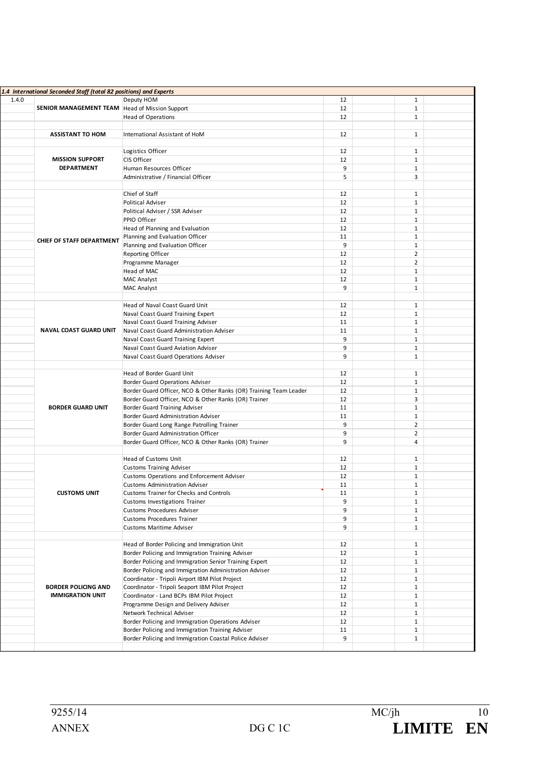| 1.4 International Seconded Staff (total 82 positions) and Experts | | | | | |
|---|---|---|---|---|---|
| 1.4.0 | | Deputy HOM | 12 | | 1 | |
| | SENIOR MANAGEMENT TEAM | Head of Mission Support | 12 | | 1 | |
| | | Head of Operations | 12 | | 1 | |
| | | | | | | |
| | ASSISTANT TO HOM | International Assistant of HoM | 12 | | 1 | |
| | | | | | | |
| | MISSION SUPPORT DEPARTMENT | Logistics Officer | 12 | | 1 | |
| | | CIS Officer | 12 | | 1 | |
| | | Human Resources Officer | 9 | | 1 | |
| | | Administrative / Financial Officer | 5 | | 3 | |
| | | | | | | |
| | CHIEF OF STAFF DEPARTMENT | Chief of Staff | 12 | | 1 | |
| | | Political Adviser | 12 | | 1 | |
| | | Political Adviser / SSR Adviser | 12 | | 1 | |
| | | PPIO Officer | 12 | | 1 | |
| | | Head of Planning and Evaluation | 12 | | 1 | |
| | | Planning and Evaluation Officer | 11 | | 1 | |
| | | Planning and Evaluation Officer | 9 | | 1 | |
| | | Reporting Officer | 12 | | 2 | |
| | | Programme Manager | 12 | | 2 | |
| | | Head of MAC | 12 | | 1 | |
| | | MAC Analyst | 12 | | 1 | |
| | | MAC Analyst | 9 | | 1 | |
| | | | | | | |
| | NAVAL COAST GUARD UNIT | Head of Naval Coast Guard Unit | 12 | | 1 | |
| | | Naval Coast Guard Training Expert | 12 | | 1 | |
| | | Naval Coast Guard Training Adviser | 11 | | 1 | |
| | | Naval Coast Guard Administration Adviser | 11 | | 1 | |
| | | Naval Coast Guard Training Expert | 9 | | 1 | |
| | | Naval Coast Guard Aviation Adviser | 9 | | 1 | |
| | | Naval Coast Guard Operations Adviser | 9 | | 1 | |
| | | | | | | |
| | BORDER GUARD UNIT | Head of Border Guard Unit | 12 | | 1 | |
| | | Border Guard Operations Adviser | 12 | | 1 | |
| | | Border Guard Officer, NCO & Other Ranks (OR) Training Team Leader | 12 | | 1 | |
| | | Border Guard Officer, NCO & Other Ranks (OR) Trainer | 12 | | 3 | |
| | | Border Guard Training Adviser | 11 | | 1 | |
| | | Border Guard Administration Adviser | 11 | | 1 | |
| | | Border Guard Long Range Patrolling Trainer | 9 | | 2 | |
| | | Border Guard Administration Officer | 9 | | 2 | |
| | | Border Guard Officer, NCO & Other Ranks (OR) Trainer | 9 | | 4 | |
| | | | | | | |
| | CUSTOMS UNIT | Head of Customs Unit | 12 | | 1 | |
| | | Customs Training Adviser | 12 | | 1 | |
| | | Customs Operations and Enforcement Adviser | 12 | | 1 | |
| | | Customs Administration Adviser | 11 | | 1 | |
| | | Customs Trainer for Checks and Controls | 11 | | 1 | |
| | | Customs Investigations Trainer | 9 | | 1 | |
| | | Customs Procedures Adviser | 9 | | 1 | |
| | | Customs Procedures Trainer | 9 | | 1 | |
| | | Customs Maritime Adviser | 9 | | 1 | |
| | | | | | | |
| | BORDER POLICING AND IMMIGRATION UNIT | Head of Border Policing and Immigration Unit | 12 | | 1 | |
| | | Border Policing and Immigration Training Adviser | 12 | | 1 | |
| | | Border Policing and Immigration Senior Training Expert | 12 | | 1 | |
| | | Border Policing and Immigration Administration Adviser | 12 | | 1 | |
| | | Coordinator - Tripoli Airport IBM Pilot Project | 12 | | 1 | |
| | | Coordinator - Tripoli Seaport IBM Pilot Project | 12 | | 1 | |
| | | Coordinator - Land BCPs IBM Pilot Project | 12 | | 1 | |
| | | Programme Design and Delivery Adviser | 12 | | 1 | |
| | | Network Technical Adviser | 12 | | 1 | |
| | | Border Policing and Immigration Operations Adviser | 12 | | 1 | |
| | | Border Policing and Immigration Training Adviser | 11 | | 1 | |
| | | Border Policing and Immigration Coastal Police Adviser | 9 | | 1 | |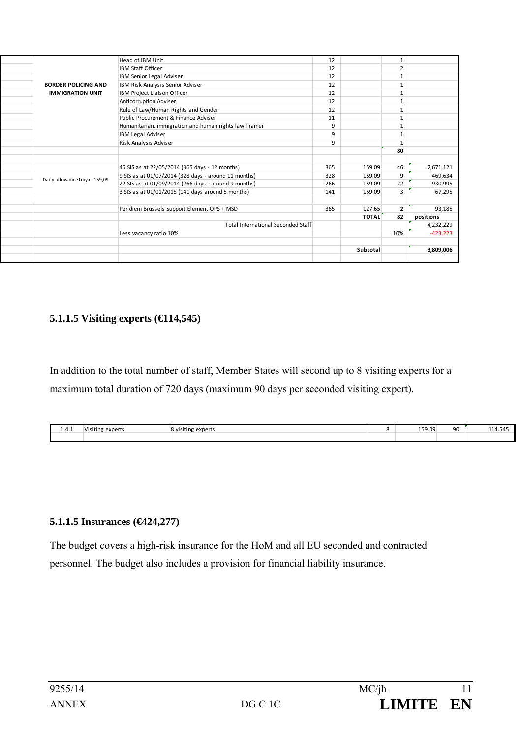| | | | | | | |
|---|---|---|---|---|---|---|
| | BORDER POLICING AND IMMIGRATION UNIT | Head of IBM Unit | 12 | | 1 | |
| | | IBM Staff Officer | 12 | | 2 | |
| | | IBM Senior Legal Adviser | 12 | | 1 | |
| | | IBM Risk Analysis Senior Adviser | 12 | | 1 | |
| | | IBM Project Liaison Officer | 12 | | 1 | |
| | | Anticorruption Adviser | 12 | | 1 | |
| | | Rule of Law/Human Rights and Gender | 12 | | 1 | |
| | | Public Procurement & Finance Adviser | 11 | | 1 | |
| | | Humanitarian, immigration and human rights law Trainer | 9 | | 1 | |
| | | IBM Legal Adviser | 9 | | 1 | |
| | | Risk Analysis Adviser | 9 | | 1 | |
| | | | | | **80** | |
| | | | | | | |
| | Daily allowance Libya : 159,09 | 46 SIS as at 22/05/2014 (365 days - 12 months) | 365 | 159.09 | 46 | 2,671,121 |
| | | 9 SIS as at 01/07/2014 (328 days - around 11 months) | 328 | 159.09 | 9 | 469,634 |
| | | 22 SIS as at 01/09/2014 (266 days - around 9 months) | 266 | 159.09 | 22 | 930,995 |
| | | 3 SIS as at 01/01/2015 (141 days around 5 months) | 141 | 159.09 | 3 | 67,295 |
| | | | | | | |
| | | Per diem Brussels Support Element OPS + MSD | 365 | 127.65 | **2** | 93,185 |
| | | | | **TOTAL** | **82** | **positions** |
| | | Total International Seconded Staff | | | | 4,232,229 |
| | | Less vacancy ratio 10% | | | 10% | -423,223 |
| | | | | | | |
| | | | | **Subtotal** | | **3,809,006** |

### 5.1.1.5 Visiting experts (€114,545)

In addition to the total number of staff, Member States will second up to 8 visiting experts for a maximum total duration of 720 days (maximum 90 days per seconded visiting expert).

| | | | | | | |
|---|---|---|---|---|---|---|
| 1.4.1 | Visiting experts | 8 visiting experts | 8 | 159.09 | 90 | 114,545 |

### 5.1.1.5 Insurances (€424,277)

The budget covers a high-risk insurance for the HoM and all EU seconded and contracted personnel. The budget also includes a provision for financial liability insurance.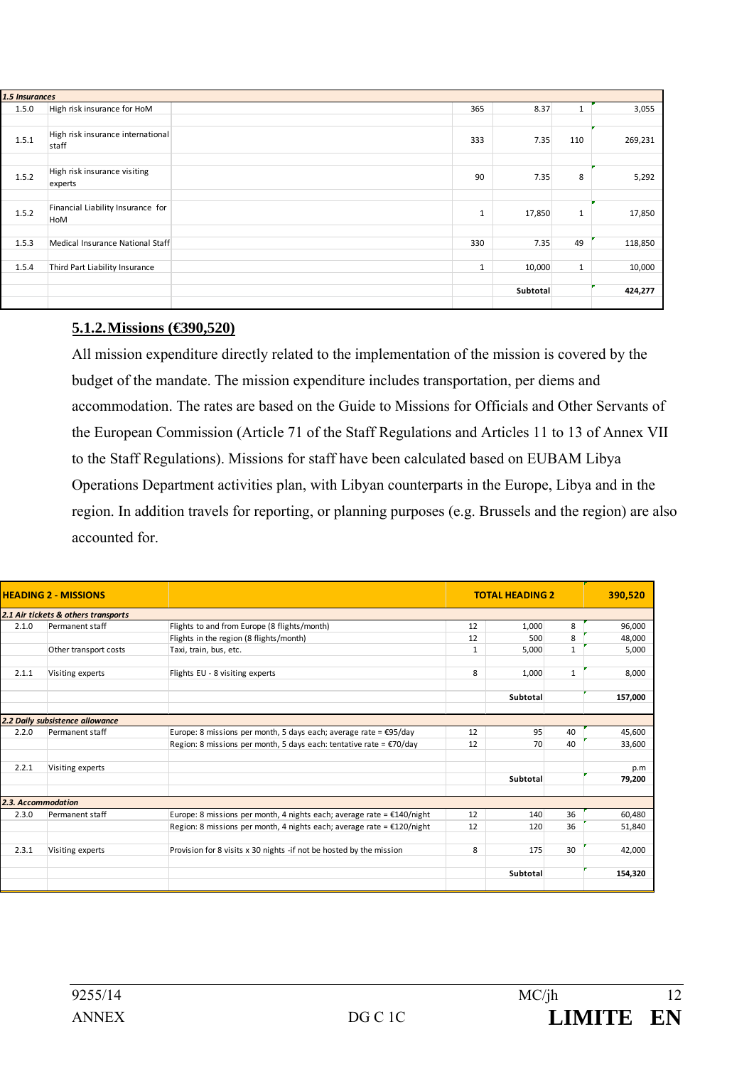| 1.5 Insurances | | | | | | |
|---|---|---|---|---|---|---|
| 1.5.0 | High risk insurance for HoM | | 365 | 8.37 | 1 | 3,055 |
| 1.5.1 | High risk insurance international staff | | 333 | 7.35 | 110 | 269,231 |
| 1.5.2 | High risk insurance visiting experts | | 90 | 7.35 | 8 | 5,292 |
| 1.5.2 | Financial Liability Insurance for HoM | | 1 | 17,850 | 1 | 17,850 |
| 1.5.3 | Medical Insurance National Staff | | 330 | 7.35 | 49 | 118,850 |
| 1.5.4 | Third Part Liability Insurance | | 1 | 10,000 | 1 | 10,000 |
| | | | | Subtotal | | 424,277 |

### 5.1.2. Missions (€390,520)

All mission expenditure directly related to the implementation of the mission is covered by the budget of the mandate. The mission expenditure includes transportation, per diems and accommodation. The rates are based on the Guide to Missions for Officials and Other Servants of the European Commission (Article 71 of the Staff Regulations and Articles 11 to 13 of Annex VII to the Staff Regulations). Missions for staff have been calculated based on EUBAM Libya Operations Department activities plan, with Libyan counterparts in the Europe, Libya and in the region. In addition travels for reporting, or planning purposes (e.g. Brussels and the region) are also accounted for.

| HEADING 2 - MISSIONS | | | TOTAL HEADING 2 | | | 390,520 |
|---|---|---|---|---|---|---|
| 2.1 Air tickets & others transports | | | | | | |
| 2.1.0 | Permanent staff | Flights to and from Europe (8 flights/month) | 12 | 1,000 | 8 | 96,000 |
| | | Flights in the region (8 flights/month) | 12 | 500 | 8 | 48,000 |
| | Other transport costs | Taxi, train, bus, etc. | 1 | 5,000 | 1 | 5,000 |
| 2.1.1 | Visiting experts | Flights EU - 8 visiting experts | 8 | 1,000 | 1 | 8,000 |
| | | | | Subtotal | | 157,000 |
| 2.2 Daily subsistence allowance | | | | | | |
| 2.2.0 | Permanent staff | Europe: 8 missions per month, 5 days each; average rate = €95/day | 12 | 95 | 40 | 45,600 |
| | | Region: 8 missions per month, 5 days each: tentative rate = €70/day | 12 | 70 | 40 | 33,600 |
| 2.2.1 | Visiting experts | | | | | p.m |
| | | | | Subtotal | | 79,200 |
| 2.3. Accommodation | | | | | | |
| 2.3.0 | Permanent staff | Europe: 8 missions per month, 4 nights each; average rate = €140/night | 12 | 140 | 36 | 60,480 |
| | | Region: 8 missions per month, 4 nights each; average rate = €120/night | 12 | 120 | 36 | 51,840 |
| 2.3.1 | Visiting experts | Provision for 8 visits x 30 nights -if not be hosted by the mission | 8 | 175 | 30 | 42,000 |
| | | | | Subtotal | | 154,320 |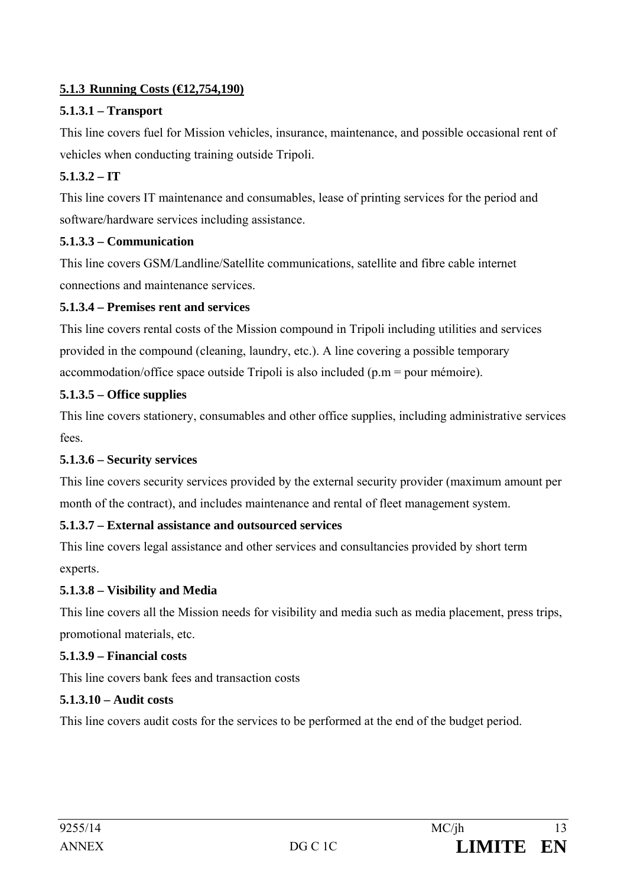### <u>5.1.3 Running Costs (€12,754,190)</u>

**5.1.3.1 – Transport**

This line covers fuel for Mission vehicles, insurance, maintenance, and possible occasional rent of vehicles when conducting training outside Tripoli.

**5.1.3.2 – IT**

This line covers IT maintenance and consumables, lease of printing services for the period and software/hardware services including assistance.

**5.1.3.3 – Communication**

This line covers GSM/Landline/Satellite communications, satellite and fibre cable internet connections and maintenance services.

**5.1.3.4 – Premises rent and services**

This line covers rental costs of the Mission compound in Tripoli including utilities and services provided in the compound (cleaning, laundry, etc.). A line covering a possible temporary accommodation/office space outside Tripoli is also included (p.m = pour mémoire).

**5.1.3.5 – Office supplies**

This line covers stationery, consumables and other office supplies, including administrative services fees.

**5.1.3.6 – Security services**

This line covers security services provided by the external security provider (maximum amount per month of the contract), and includes maintenance and rental of fleet management system.

**5.1.3.7 – External assistance and outsourced services**

This line covers legal assistance and other services and consultancies provided by short term experts.

**5.1.3.8 – Visibility and Media**

This line covers all the Mission needs for visibility and media such as media placement, press trips, promotional materials, etc.

**5.1.3.9 – Financial costs**

This line covers bank fees and transaction costs

**5.1.3.10 – Audit costs**

This line covers audit costs for the services to be performed at the end of the budget period.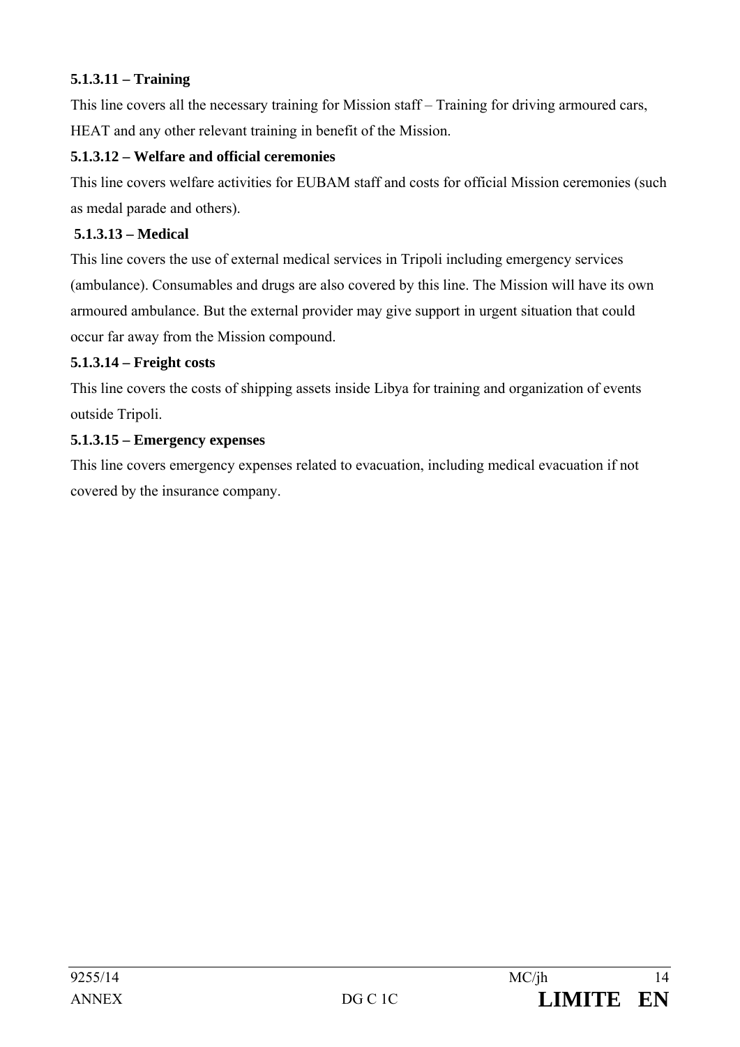**5.1.3.11 – Training**

This line covers all the necessary training for Mission staff – Training for driving armoured cars, HEAT and any other relevant training in benefit of the Mission.

**5.1.3.12 – Welfare and official ceremonies**

This line covers welfare activities for EUBAM staff and costs for official Mission ceremonies (such as medal parade and others).

**5.1.3.13 – Medical**

This line covers the use of external medical services in Tripoli including emergency services (ambulance). Consumables and drugs are also covered by this line. The Mission will have its own armoured ambulance. But the external provider may give support in urgent situation that could occur far away from the Mission compound.

**5.1.3.14 – Freight costs**

This line covers the costs of shipping assets inside Libya for training and organization of events outside Tripoli.

**5.1.3.15 – Emergency expenses**

This line covers emergency expenses related to evacuation, including medical evacuation if not covered by the insurance company.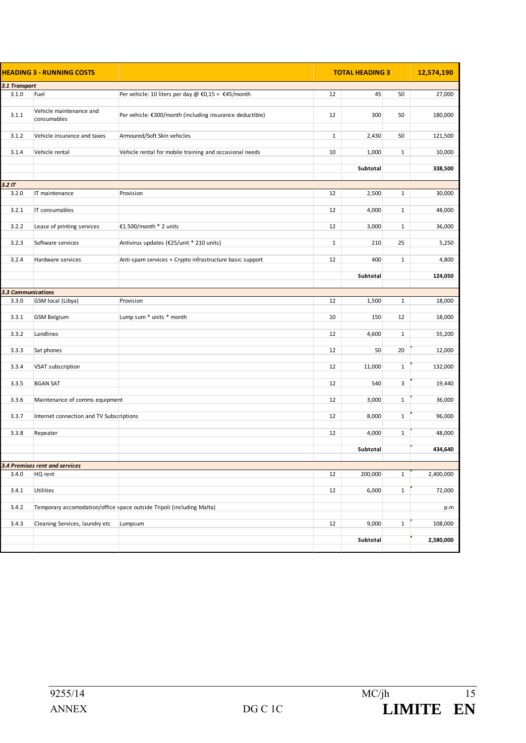| HEADING 3 - RUNNING COSTS | | | TOTAL HEADING 3 | | | 12,574,190 |
|---|---|---|---|---|---|---|
| *3.1 Transport* | | | | | | |
| 3.1.0 | Fuel | Per vehicle: 10 liters per day @ €0,15 = €45/month | 12 | 45 | 50 | 27,000 |
| 3.1.1 | Vehicle maintenance and consumables | Per vehicle: €300/month (including insurance deductible) | 12 | 300 | 50 | 180,000 |
| 3.1.2 | Vehicle insurance and taxes | Armoured/Soft Skin vehicles | 1 | 2,430 | 50 | 121,500 |
| 3.1.4 | Vehicle rental | Vehicle rental for mobile training and occasional needs | 10 | 1,000 | 1 | 10,000 |
| | | | | **Subtotal** | | **338,500** |
| *3.2 IT* | | | | | | |
| 3.2.0 | IT maintenance | Provision | 12 | 2,500 | 1 | 30,000 |
| 3.2.1 | IT consumables | | 12 | 4,000 | 1 | 48,000 |
| 3.2.2 | Lease of printing services | €1.500/month * 2 units | 12 | 3,000 | 1 | 36,000 |
| 3.2.3 | Software services | Antivirus updates (€25/unit * 210 units) | 1 | 210 | 25 | 5,250 |
| 3.2.4 | Hardware services | Anti-spam services + Crypto infrastructure basic support | 12 | 400 | 1 | 4,800 |
| | | | | **Subtotal** | | **124,050** |
| *3.3 Communications* | | | | | | |
| 3.3.0 | GSM local (Libya) | Provision | 12 | 1,500 | 1 | 18,000 |
| 3.3.1 | GSM Belgium | Lump sum * units * month | 10 | 150 | 12 | 18,000 |
| 3.3.2 | Landlines | | 12 | 4,600 | 1 | 55,200 |
| 3.3.3 | Sat phones | | 12 | 50 | 20 | 12,000 |
| 3.3.4 | VSAT subscription | | 12 | 11,000 | 1 | 132,000 |
| 3.3.5 | BGAN SAT | | 12 | 540 | 3 | 19,440 |
| 3.3.6 | Maintenance of comms equipment | | 12 | 3,000 | 1 | 36,000 |
| 3.3.7 | Internet connection and TV Subscriptions | | 12 | 8,000 | 1 | 96,000 |
| 3.3.8 | Repeater | | 12 | 4,000 | 1 | 48,000 |
| | | | | **Subtotal** | | **434,640** |
| *3.4 Premises rent and services* | | | | | | |
| 3.4.0 | HQ rent | | 12 | 200,000 | 1 | 2,400,000 |
| 3.4.1 | Utilities | | 12 | 6,000 | 1 | 72,000 |
| 3.4.2 | Temporary accomodation/office space outside Tripoli (including Malta) | | | | | p.m |
| 3.4.3 | Cleaning Services, laundry etc | Lumpsum | 12 | 9,000 | 1 | 108,000 |
| | | | | **Subtotal** | | **2,580,000** |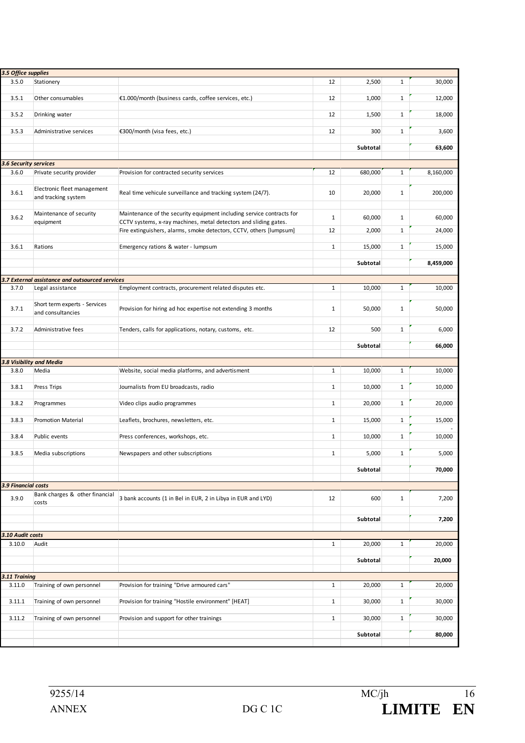| | | | | | | |
|---|---|---|---|---|---|---|
| ***3.5 Office supplies*** | | | | | | |
| 3.5.0 | Stationery | | 12 | 2,500 | 1 | 30,000 |
| 3.5.1 | Other consumables | €1.000/month (business cards, coffee services, etc.) | 12 | 1,000 | 1 | 12,000 |
| 3.5.2 | Drinking water | | 12 | 1,500 | 1 | 18,000 |
| 3.5.3 | Administrative services | €300/month (visa fees, etc.) | 12 | 300 | 1 | 3,600 |
| | | | | **Subtotal** | | **63,600** |
| ***3.6 Security services*** | | | | | | |
| 3.6.0 | Private security provider | Provision for contracted security services | 12 | 680,000 | 1 | 8,160,000 |
| 3.6.1 | Electronic fleet management and tracking system | Real time vehicule surveillance and tracking system (24/7). | 10 | 20,000 | 1 | 200,000 |
| 3.6.2 | Maintenance of security equipment | Maintenance of the security equipment including service contracts for CCTV systems, x-ray machines, metal detectors and sliding gates. | 1 | 60,000 | 1 | 60,000 |
| | | Fire extinguishers, alarms, smoke detectors, CCTV, others [lumpsum] | 12 | 2,000 | 1 | 24,000 |
| 3.6.1 | Rations | Emergency rations & water - lumpsum | 1 | 15,000 | 1 | 15,000 |
| | | | | **Subtotal** | | **8,459,000** |
| ***3.7 External assistance and outsourced services*** | | | | | | |
| 3.7.0 | Legal assistance | Employment contracts, procurement related disputes etc. | 1 | 10,000 | 1 | 10,000 |
| 3.7.1 | Short term experts - Services and consultancies | Provision for hiring ad hoc expertise not extending 3 months | 1 | 50,000 | 1 | 50,000 |
| 3.7.2 | Administrative fees | Tenders, calls for applications, notary, customs, etc. | 12 | 500 | 1 | 6,000 |
| | | | | **Subtotal** | | **66,000** |
| ***3.8 Visibility and Media*** | | | | | | |
| 3.8.0 | Media | Website, social media platforms, and advertisment | 1 | 10,000 | 1 | 10,000 |
| 3.8.1 | Press Trips | Journalists from EU broadcasts, radio | 1 | 10,000 | 1 | 10,000 |
| 3.8.2 | Programmes | Video clips audio programmes | 1 | 20,000 | 1 | 20,000 |
| 3.8.3 | Promotion Material | Leaflets, brochures, newsletters, etc. | 1 | 15,000 | 1 | 15,000 |
| | | | | | | - |
| 3.8.4 | Public events | Press conferences, workshops, etc. | 1 | 10,000 | 1 | 10,000 |
| 3.8.5 | Media subscriptions | Newspapers and other subscriptions | 1 | 5,000 | 1 | 5,000 |
| | | | | **Subtotal** | | **70,000** |
| ***3.9 Financial costs*** | | | | | | |
| 3.9.0 | Bank charges & other financial costs | 3 bank accounts (1 in Bel in EUR, 2 in Libya in EUR and LYD) | 12 | 600 | 1 | 7,200 |
| | | | | **Subtotal** | | **7,200** |
| ***3.10 Audit costs*** | | | | | | |
| 3.10.0 | Audit | | 1 | 20,000 | 1 | 20,000 |
| | | | | **Subtotal** | | **20,000** |
| ***3.11 Training*** | | | | | | |
| 3.11.0 | Training of own personnel | Provision for training "Drive armoured cars" | 1 | 20,000 | 1 | 20,000 |
| 3.11.1 | Training of own personnel | Provision for training "Hostile environment" [HEAT] | 1 | 30,000 | 1 | 30,000 |
| 3.11.2 | Training of own personnel | Provision and support for other trainings | 1 | 30,000 | 1 | 30,000 |
| | | | | **Subtotal** | | **80,000** |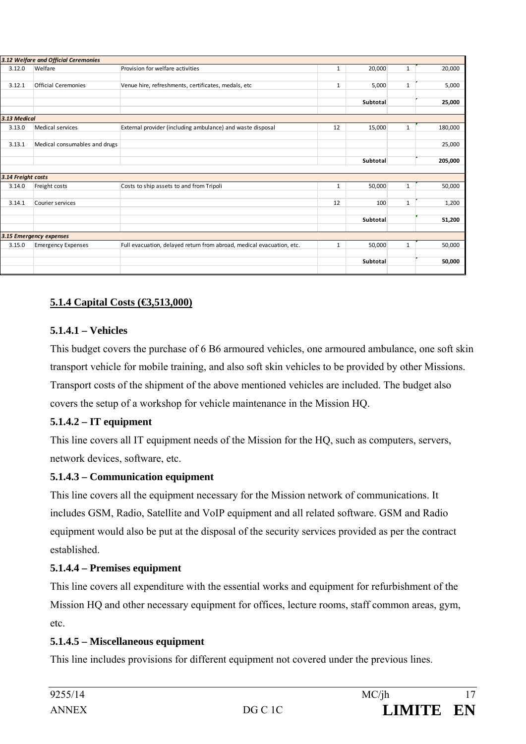| | | | | | | |
|---|---|---|---|---|---|---|
| *3.12 Welfare and Official Ceremonies* | | | | | | |
| 3.12.0 | Welfare | Provision for welfare activities | 1 | 20,000 | 1 | 20,000 |
| 3.12.1 | Official Ceremonies | Venue hire, refreshments, certificates, medals, etc | 1 | 5,000 | 1 | 5,000 |
| | | | | **Subtotal** | | **25,000** |
| *3.13 Medical* | | | | | | |
| 3.13.0 | Medical services | External provider (including ambulance) and waste disposal | 12 | 15,000 | 1 | 180,000 |
| 3.13.1 | Medical consumables and drugs | | | | | 25,000 |
| | | | | **Subtotal** | | **205,000** |
| *3.14 Freight costs* | | | | | | |
| 3.14.0 | Freight costs | Costs to ship assets to and from Tripoli | 1 | 50,000 | 1 | 50,000 |
| 3.14.1 | Courier services | | 12 | 100 | 1 | 1,200 |
| | | | | **Subtotal** | | **51,200** |
| *3.15 Emergency expenses* | | | | | | |
| 3.15.0 | Emergency Expenses | Full evacuation, delayed return from abroad, medical evacuation, etc. | 1 | 50,000 | 1 | 50,000 |
| | | | | **Subtotal** | | **50,000** |

## 5.1.4 Capital Costs (€3,513,000)

### 5.1.4.1 – Vehicles

This budget covers the purchase of 6 B6 armoured vehicles, one armoured ambulance, one soft skin transport vehicle for mobile training, and also soft skin vehicles to be provided by other Missions. Transport costs of the shipment of the above mentioned vehicles are included. The budget also covers the setup of a workshop for vehicle maintenance in the Mission HQ.

### 5.1.4.2 – IT equipment

This line covers all IT equipment needs of the Mission for the HQ, such as computers, servers, network devices, software, etc.

### 5.1.4.3 – Communication equipment

This line covers all the equipment necessary for the Mission network of communications. It includes GSM, Radio, Satellite and VoIP equipment and all related software. GSM and Radio equipment would also be put at the disposal of the security services provided as per the contract established.

### 5.1.4.4 – Premises equipment

This line covers all expenditure with the essential works and equipment for refurbishment of the Mission HQ and other necessary equipment for offices, lecture rooms, staff common areas, gym, etc.

### 5.1.4.5 – Miscellaneous equipment

This line includes provisions for different equipment not covered under the previous lines.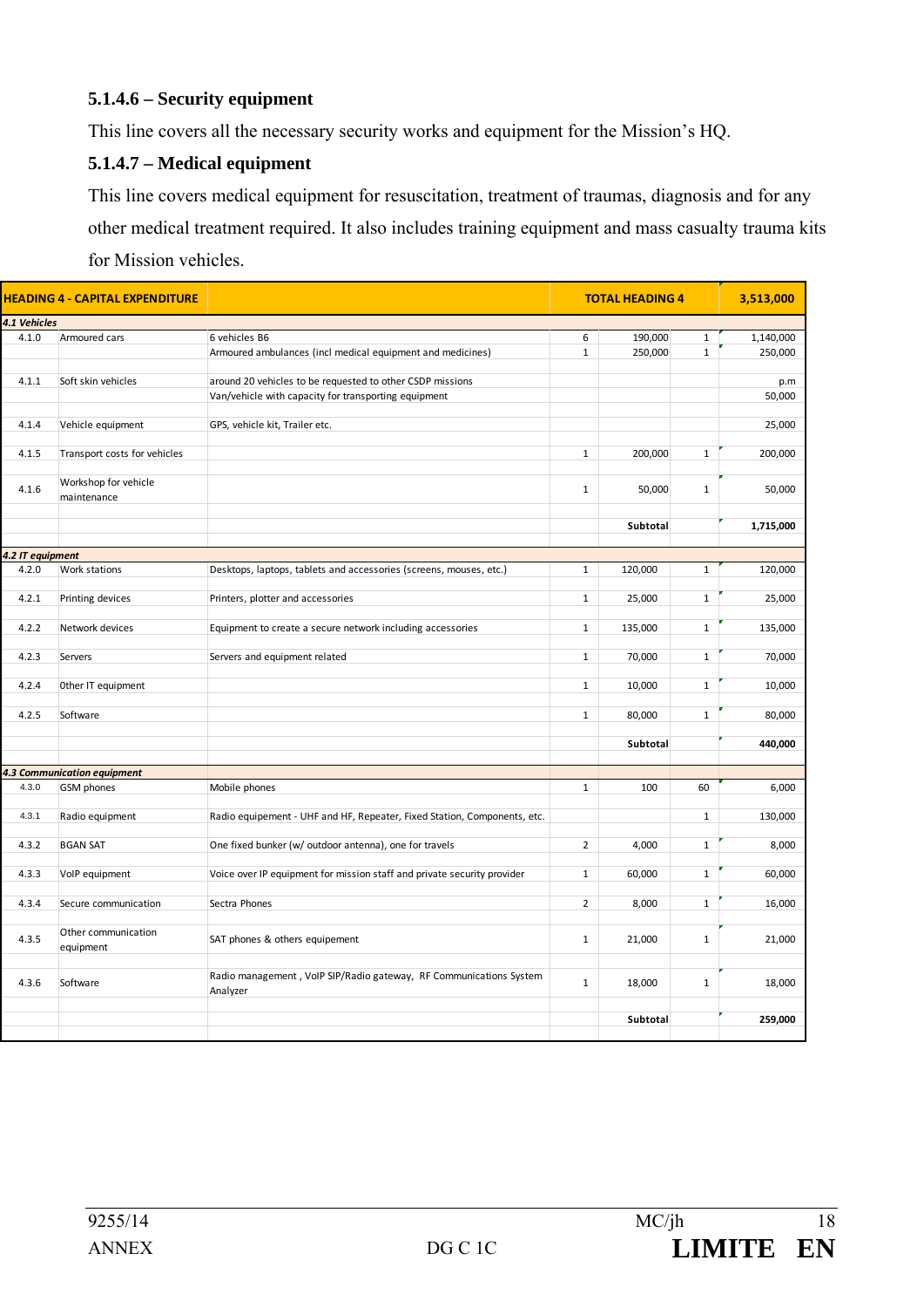### 5.1.4.6 – Security equipment

This line covers all the necessary security works and equipment for the Mission's HQ.

### 5.1.4.7 – Medical equipment

This line covers medical equipment for resuscitation, treatment of traumas, diagnosis and for any other medical treatment required. It also includes training equipment and mass casualty trauma kits for Mission vehicles.

| **HEADING 4 - CAPITAL EXPENDITURE** | | | **TOTAL HEADING 4** | | | **3,513,000** |
|---|---|---|---|---|---|---|
| ***4.1 Vehicles*** | | | | | | |
| 4.1.0 | Armoured cars | 6 vehicles B6 | 6 | 190,000 | 1 | 1,140,000 |
| | | Armoured ambulances (incl medical equipment and medicines) | 1 | 250,000 | 1 | 250,000 |
| 4.1.1 | Soft skin vehicles | around 20 vehicles to be requested to other CSDP missions | | | | p.m |
| | | Van/vehicle with capacity for transporting equipment | | | | 50,000 |
| 4.1.4 | Vehicle equipment | GPS, vehicle kit, Trailer etc. | | | | 25,000 |
| 4.1.5 | Transport costs for vehicles | | 1 | 200,000 | 1 | 200,000 |
| 4.1.6 | Workshop for vehicle maintenance | | 1 | 50,000 | 1 | 50,000 |
| | | | | **Subtotal** | | **1,715,000** |
| ***4.2 IT equipment*** | | | | | | |
| 4.2.0 | Work stations | Desktops, laptops, tablets and accessories (screens, mouses, etc.) | 1 | 120,000 | 1 | 120,000 |
| 4.2.1 | Printing devices | Printers, plotter and accessories | 1 | 25,000 | 1 | 25,000 |
| 4.2.2 | Network devices | Equipment to create a secure network including accessories | 1 | 135,000 | 1 | 135,000 |
| 4.2.3 | Servers | Servers and equipment related | 1 | 70,000 | 1 | 70,000 |
| 4.2.4 | 0ther IT equipment | | 1 | 10,000 | 1 | 10,000 |
| 4.2.5 | Software | | 1 | 80,000 | 1 | 80,000 |
| | | | | **Subtotal** | | **440,000** |
| ***4.3 Communication equipment*** | | | | | | |
| 4.3.0 | GSM phones | Mobile phones | 1 | 100 | 60 | 6,000 |
| 4.3.1 | Radio equipment | Radio equipement - UHF and HF, Repeater, Fixed Station, Components, etc. | | | 1 | 130,000 |
| 4.3.2 | BGAN SAT | One fixed bunker (w/ outdoor antenna), one for travels | 2 | 4,000 | 1 | 8,000 |
| 4.3.3 | VoIP equipment | Voice over IP equipment for mission staff and private security provider | 1 | 60,000 | 1 | 60,000 |
| 4.3.4 | Secure communication | Sectra Phones | 2 | 8,000 | 1 | 16,000 |
| 4.3.5 | Other communication equipment | SAT phones & others equipement | 1 | 21,000 | 1 | 21,000 |
| 4.3.6 | Software | Radio management , VoIP SIP/Radio gateway, RF Communications System Analyzer | 1 | 18,000 | 1 | 18,000 |
| | | | | **Subtotal** | | **259,000** |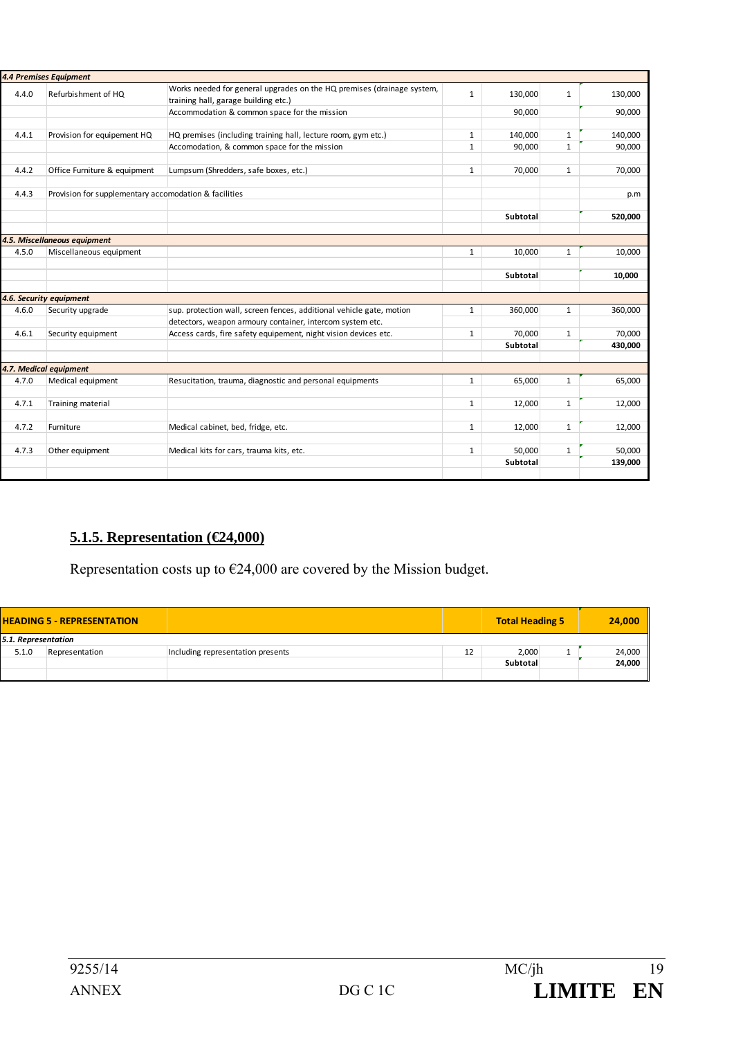| | | | | | | |
|---|---|---|---|---|---|---|
| ***4.4 Premises Equipment*** | | | | | | |
| 4.4.0 | Refurbishment of HQ | Works needed for general upgrades on the HQ premises (drainage system, training hall, garage building etc.) | 1 | 130,000 | 1 | 130,000 |
| | | Accommodation & common space for the mission | | 90,000 | | 90,000 |
| | | | | | | |
| 4.4.1 | Provision for equipement HQ | HQ premises (including training hall, lecture room, gym etc.) | 1 | 140,000 | 1 | 140,000 |
| | | Accomodation, & common space for the mission | 1 | 90,000 | 1 | 90,000 |
| | | | | | | |
| 4.4.2 | Office Furniture & equipment | Lumpsum (Shredders, safe boxes, etc.) | 1 | 70,000 | 1 | 70,000 |
| | | | | | | |
| 4.4.3 | Provision for supplementary accomodation & facilities | | | | | p.m |
| | | | | | | |
| | | | | **Subtotal** | | **520,000** |
| | | | | | | |
| ***4.5. Miscellaneous equipment*** | | | | | | |
| 4.5.0 | Miscellaneous equipment | | 1 | 10,000 | 1 | 10,000 |
| | | | | | | |
| | | | | **Subtotal** | | **10,000** |
| | | | | | | |
| ***4.6. Security equipment*** | | | | | | |
| 4.6.0 | Security upgrade | sup. protection wall, screen fences, additional vehicle gate, motion detectors, weapon armoury container, intercom system etc. | 1 | 360,000 | 1 | 360,000 |
| 4.6.1 | Security equipment | Access cards, fire safety equipement, night vision devices etc. | 1 | 70,000 | 1 | 70,000 |
| | | | | **Subtotal** | | **430,000** |
| | | | | | | |
| ***4.7. Medical equipment*** | | | | | | |
| 4.7.0 | Medical equipment | Resucitation, trauma, diagnostic and personal equipments | 1 | 65,000 | 1 | 65,000 |
| | | | | | | |
| 4.7.1 | Training material | | 1 | 12,000 | 1 | 12,000 |
| | | | | | | |
| 4.7.2 | Furniture | Medical cabinet, bed, fridge, etc. | 1 | 12,000 | 1 | 12,000 |
| | | | | | | |
| 4.7.3 | Other equipment | Medical kits for cars, trauma kits, etc. | 1 | 50,000 | 1 | 50,000 |
| | | | | **Subtotal** | | **139,000** |

## 5.1.5. Representation (€24,000)

Representation costs up to €24,000 are covered by the Mission budget.

| **HEADING 5 - REPRESENTATION** | | | | **Total Heading 5** | | **24,000** |
|---|---|---|---|---|---|---|
| ***5.1. Representation*** | | | | | | |
| 5.1.0 | Representation | Including representation presents | 12 | 2,000 | 1 | 24,000 |
| | | | | **Subtotal** | | **24,000** |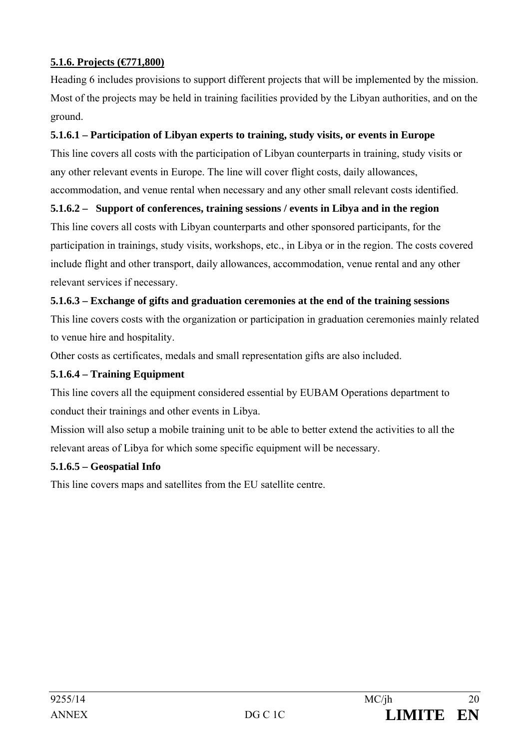**5.1.6. Projects (€771,800)**

Heading 6 includes provisions to support different projects that will be implemented by the mission. Most of the projects may be held in training facilities provided by the Libyan authorities, and on the ground.

**5.1.6.1 – Participation of Libyan experts to training, study visits, or events in Europe**

This line covers all costs with the participation of Libyan counterparts in training, study visits or any other relevant events in Europe. The line will cover flight costs, daily allowances, accommodation, and venue rental when necessary and any other small relevant costs identified.

**5.1.6.2 – Support of conferences, training sessions / events in Libya and in the region**

This line covers all costs with Libyan counterparts and other sponsored participants, for the participation in trainings, study visits, workshops, etc., in Libya or in the region. The costs covered include flight and other transport, daily allowances, accommodation, venue rental and any other relevant services if necessary.

**5.1.6.3 – Exchange of gifts and graduation ceremonies at the end of the training sessions**

This line covers costs with the organization or participation in graduation ceremonies mainly related to venue hire and hospitality.

Other costs as certificates, medals and small representation gifts are also included.

**5.1.6.4 – Training Equipment**

This line covers all the equipment considered essential by EUBAM Operations department to conduct their trainings and other events in Libya.

Mission will also setup a mobile training unit to be able to better extend the activities to all the relevant areas of Libya for which some specific equipment will be necessary.

**5.1.6.5 – Geospatial Info**

This line covers maps and satellites from the EU satellite centre.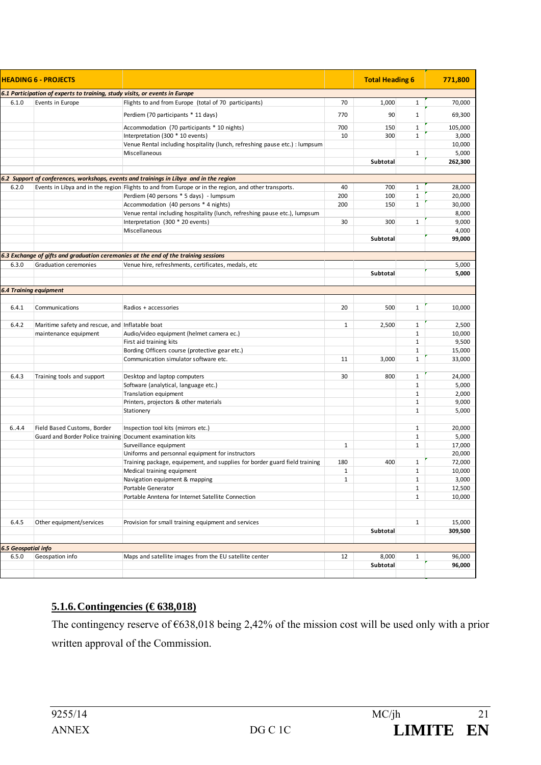| HEADING 6 - PROJECTS | | | | Total Heading 6 | | 771,800 |
|---|---|---|---|---|---|---|
| *6.1 Participation of experts to training, study visits, or events in Europe* | | | | | | |
| 6.1.0 | Events in Europe | Flights to and from Europe (total of 70 participants) | 70 | 1,000 | 1 | 70,000 |
| | | Perdiem (70 participants * 11 days) | 770 | 90 | 1 | 69,300 |
| | | Accommodation (70 participants * 10 nights) | 700 | 150 | 1 | 105,000 |
| | | Interpretation (300 * 10 events) | 10 | 300 | 1 | 3,000 |
| | | Venue Rental including hospitality (lunch, refreshing pause etc.) : lumpsum | | | | 10,000 |
| | | Miscellaneous | | | 1 | 5,000 |
| | | | | **Subtotal** | | **262,300** |
| *6.2 Support of conferences, workshops, events and trainings in Libya and in the region* | | | | | | |
| 6.2.0 | Events in Libya and in the region | Flights to and from Europe or in the region, and other transports. | 40 | 700 | 1 | 28,000 |
| | | Perdiem (40 persons * 5 days) - lumpsum | 200 | 100 | 1 | 20,000 |
| | | Accommodation (40 persons * 4 nights) | 200 | 150 | 1 | 30,000 |
| | | Venue rental including hospitality (lunch, refreshing pause etc.), lumpsum | | | | 8,000 |
| | | Interpretation (300 * 20 events) | 30 | 300 | 1 | 9,000 |
| | | Miscellaneous | | | | 4,000 |
| | | | | **Subtotal** | | **99,000** |
| *6.3 Exchange of gifts and graduation ceremonies at the end of the training sessions* | | | | | | |
| 6.3.0 | Graduation ceremonies | Venue hire, refreshments, certificates, medals, etc | | | | 5,000 |
| | | | | **Subtotal** | | **5,000** |
| *6.4 Training equipment* | | | | | | |
| 6.4.1 | Communications | Radios + accessories | 20 | 500 | 1 | 10,000 |
| 6.4.2 | Maritime safety and rescue, and maintenance equipment | Inflatable boat | 1 | 2,500 | 1 | 2,500 |
| | | Audio/video equipment (helmet camera ec.) | | | 1 | 10,000 |
| | | First aid training kits | | | 1 | 9,500 |
| | | Bording Officers course (protective gear etc.) | | | 1 | 15,000 |
| | | Communication simulator software etc. | 11 | 3,000 | 1 | 33,000 |
| 6.4.3 | Training tools and support | Desktop and laptop computers | 30 | 800 | 1 | 24,000 |
| | | Software (analytical, language etc.) | | | 1 | 5,000 |
| | | Translation equipment | | | 1 | 2,000 |
| | | Printers, projectors & other materials | | | 1 | 9,000 |
| | | Stationery | | | 1 | 5,000 |
| 6..4.4 | Field Based Customs, Border Guard and Border Police training | Inspection tool kits (mirrors etc.) | | | 1 | 20,000 |
| | | Document examination kits | | | 1 | 5,000 |
| | | Surveillance equipment | 1 | | 1 | 17,000 |
| | | Uniforms and personnal equipment for instructors | | | | 20,000 |
| | | Training package, equipement, and supplies for border guard field training | 180 | 400 | 1 | 72,000 |
| | | Medical training equipment | 1 | | 1 | 10,000 |
| | | Navigation equipment & mapping | 1 | | 1 | 3,000 |
| | | Portable Generator | | | 1 | 12,500 |
| | | Portable Anntena for Internet Satellite Connection | | | 1 | 10,000 |
| 6.4.5 | Other equipment/services | Provision for small training equipment and services | | | 1 | 15,000 |
| | | | | **Subtotal** | | **309,500** |
| *6.5 Geospatial info* | | | | | | |
| 6.5.0 | Geospation info | Maps and satellite images from the EU satellite center | 12 | 8,000 | 1 | 96,000 |
| | | | | **Subtotal** | | **96,000** |

## 5.1.6. Contingencies (€ 638,018)

The contingency reserve of €638,018 being 2,42% of the mission cost will be used only with a prior written approval of the Commission.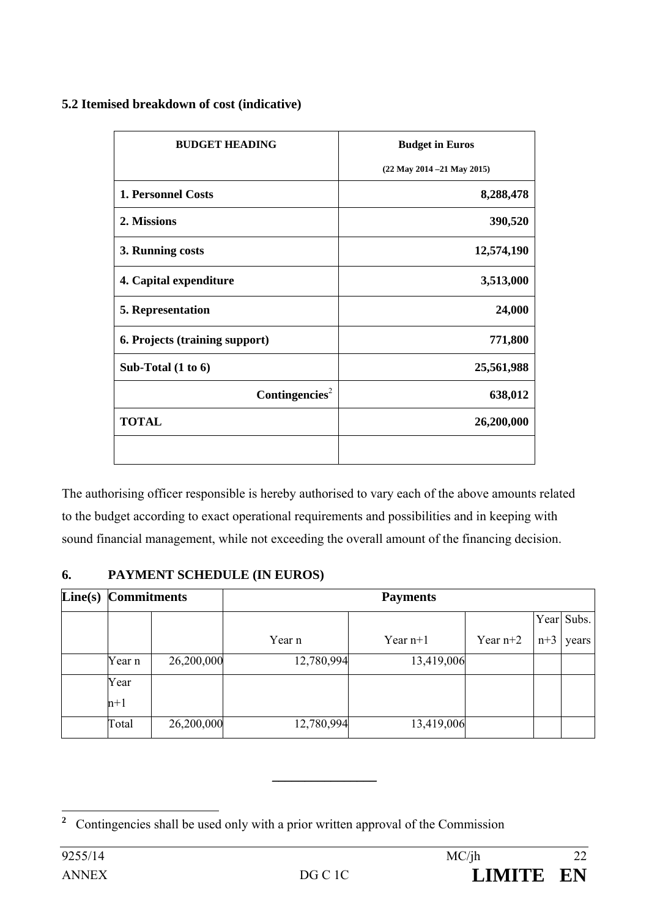### 5.2 Itemised breakdown of cost (indicative)

| **BUDGET HEADING** | **Budget in Euros** (22 May 2014 –21 May 2015) |
|---|---|
| **1. Personnel Costs** | **8,288,478** |
| **2. Missions** | **390,520** |
| **3. Running costs** | **12,574,190** |
| **4. Capital expenditure** | **3,513,000** |
| **5. Representation** | **24,000** |
| **6. Projects (training support)** | **771,800** |
| **Sub-Total (1 to 6)** | **25,561,988** |
| **Contingencies**[2] | **638,012** |
| **TOTAL** | **26,200,000** |
| | |

The authorising officer responsible is hereby authorised to vary each of the above amounts related to the budget according to exact operational requirements and possibilities and in keeping with sound financial management, while not exceeding the overall amount of the financing decision.

## 6. PAYMENT SCHEDULE (IN EUROS)

| Line(s) | Commitments | | Payments | | | | |
|---|---|---|---|---|---|---|---|
| | | | Year n | Year n+1 | Year n+2 | Year n+3 | Subs. years |
| | Year n | 26,200,000 | 12,780,994 | 13,419,006 | | | |
| | Year n+1 | | | | | | |
| | Total | 26,200,000 | 12,780,994 | 13,419,006 | | | |

---

[2] Contingencies shall be used only with a prior written approval of the Commission